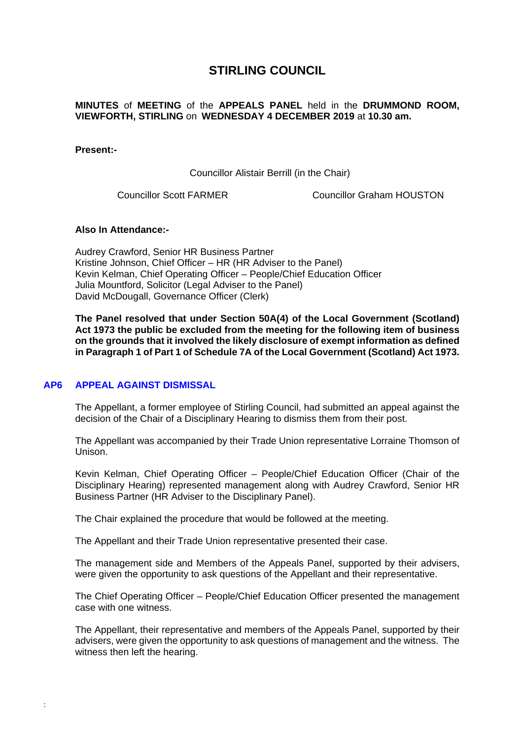# STIRLING COUNCIL

**MINUTES** of **MEETING** of the **APPEALS PANEL** held in the **DRUMMOND ROOM, VIEWFORTH, STIRLING** on **WEDNESDAY 4 DECEMBER 2019** at **10.30 am.**

**Present:-**

Councillor Alistair Berrill (in the Chair)

Councillor Scott FARMER

Councillor Graham HOUSTON

**Also In Attendance:-**

Audrey Crawford, Senior HR Business Partner
Kristine Johnson, Chief Officer – HR (HR Adviser to the Panel)
Kevin Kelman, Chief Operating Officer – People/Chief Education Officer
Julia Mountford, Solicitor (Legal Adviser to the Panel)
David McDougall, Governance Officer (Clerk)

**The Panel resolved that under Section 50A(4) of the Local Government (Scotland) Act 1973 the public be excluded from the meeting for the following item of business on the grounds that it involved the likely disclosure of exempt information as defined in Paragraph 1 of Part 1 of Schedule 7A of the Local Government (Scotland) Act 1973.**

## AP6 APPEAL AGAINST DISMISSAL

The Appellant, a former employee of Stirling Council, had submitted an appeal against the decision of the Chair of a Disciplinary Hearing to dismiss them from their post.

The Appellant was accompanied by their Trade Union representative Lorraine Thomson of Unison.

Kevin Kelman, Chief Operating Officer – People/Chief Education Officer (Chair of the Disciplinary Hearing) represented management along with Audrey Crawford, Senior HR Business Partner (HR Adviser to the Disciplinary Panel).

The Chair explained the procedure that would be followed at the meeting.

The Appellant and their Trade Union representative presented their case.

The management side and Members of the Appeals Panel, supported by their advisers, were given the opportunity to ask questions of the Appellant and their representative.

The Chief Operating Officer – People/Chief Education Officer presented the management case with one witness.

The Appellant, their representative and members of the Appeals Panel, supported by their advisers, were given the opportunity to ask questions of management and the witness. The witness then left the hearing.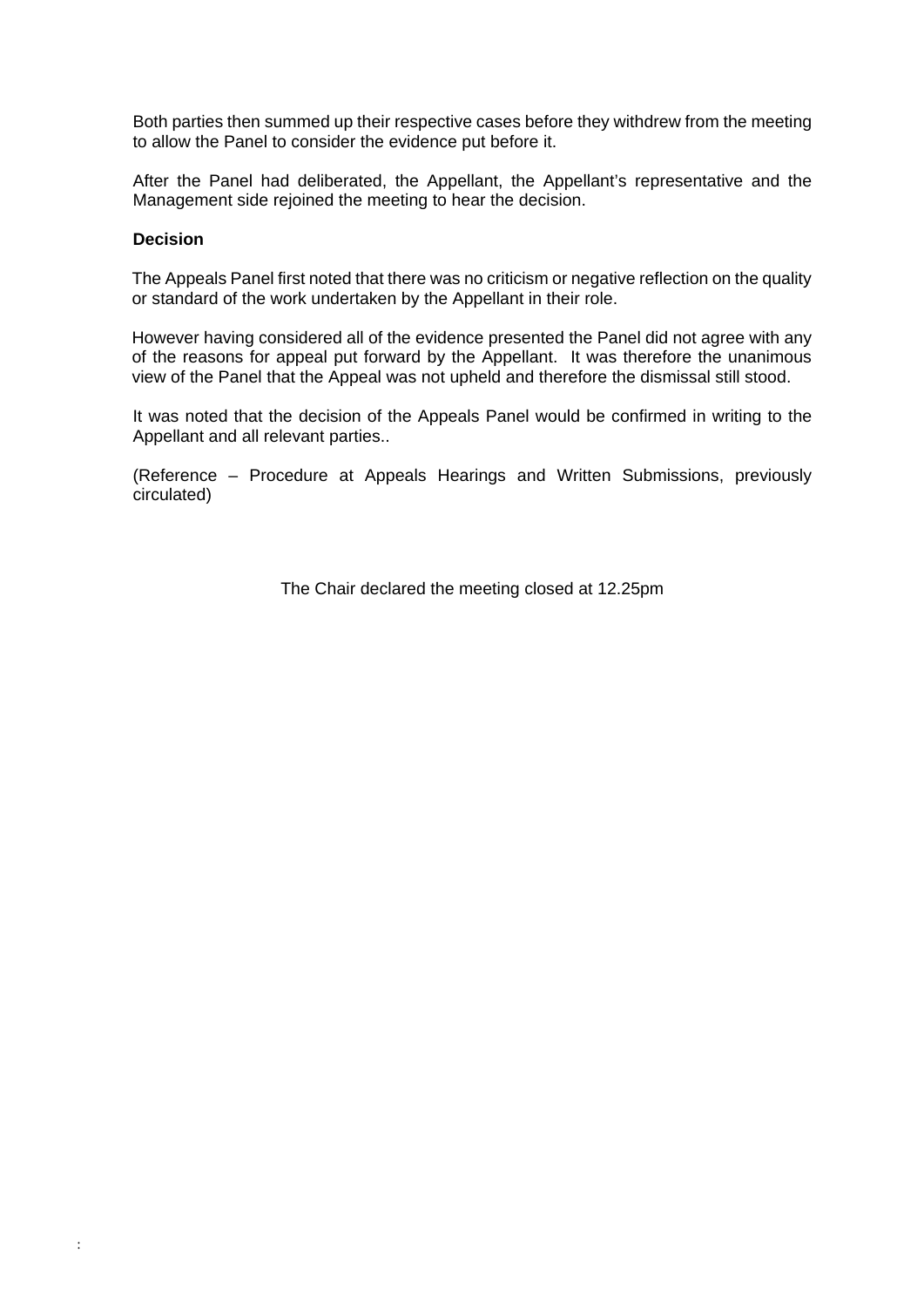Both parties then summed up their respective cases before they withdrew from the meeting to allow the Panel to consider the evidence put before it.

After the Panel had deliberated, the Appellant, the Appellant's representative and the Management side rejoined the meeting to hear the decision.

**Decision**

The Appeals Panel first noted that there was no criticism or negative reflection on the quality or standard of the work undertaken by the Appellant in their role.

However having considered all of the evidence presented the Panel did not agree with any of the reasons for appeal put forward by the Appellant. It was therefore the unanimous view of the Panel that the Appeal was not upheld and therefore the dismissal still stood.

It was noted that the decision of the Appeals Panel would be confirmed in writing to the Appellant and all relevant parties..

(Reference – Procedure at Appeals Hearings and Written Submissions, previously circulated)

The Chair declared the meeting closed at 12.25pm